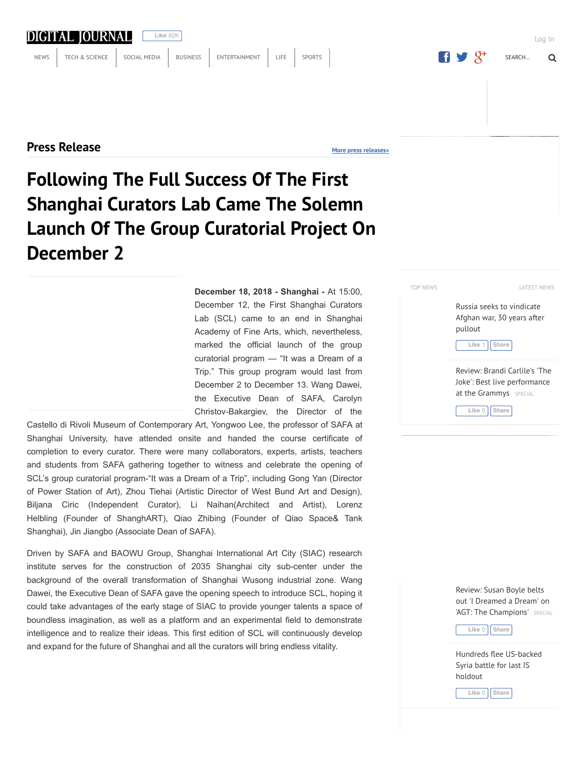# Following The Full Success Of The First Shanghai Curators Lab Came The Solemn Launch Of The Group Curatorial Project On December 2

**December 18, 2018 - Shanghai -** At 15:00, December 12, the First Shanghai Curators Lab (SCL) came to an end in Shanghai Academy of Fine Arts, which, nevertheless, marked the official launch of the group curatorial program — "It was a Dream of a Trip." This group program would last from December 2 to December 13. Wang Dawei, the Executive Dean of SAFA, Carolyn Christov-Bakargiev, the Director of the Castello di Rivoli Museum of Contemporary Art, Yongwoo Lee, the professor of SAFA at Shanghai University, have attended onsite and handed the course certificate of completion to every curator. There were many collaborators, experts, artists, teachers and students from SAFA gathering together to witness and celebrate the opening of SCL's group curatorial program-"It was a Dream of a Trip", including Gong Yan (Director of Power Station of Art), Zhou Tiehai (Artistic Director of West Bund Art and Design), Biljana Ciric (Independent Curator), Li Naihan(Architect and Artist), Lorenz Helbling (Founder of ShanghART), Qiao Zhibing (Founder of Qiao Space& Tank Shanghai), Jin Jiangbo (Associate Dean of SAFA).

Driven by SAFA and BAOWU Group, Shanghai International Art City (SIAC) research institute serves for the construction of 2035 Shanghai city sub-center under the background of the overall transformation of Shanghai Wusong industrial zone. Wang Dawei, the Executive Dean of SAFA gave the opening speech to introduce SCL, hoping it could take advantages of the early stage of SIAC to provide younger talents a space of boundless imagination, as well as a platform and an experimental field to demonstrate intelligence and to realize their ideas. This first edition of SCL will continuously develop and expand for the future of Shanghai and all the curators will bring endless vitality.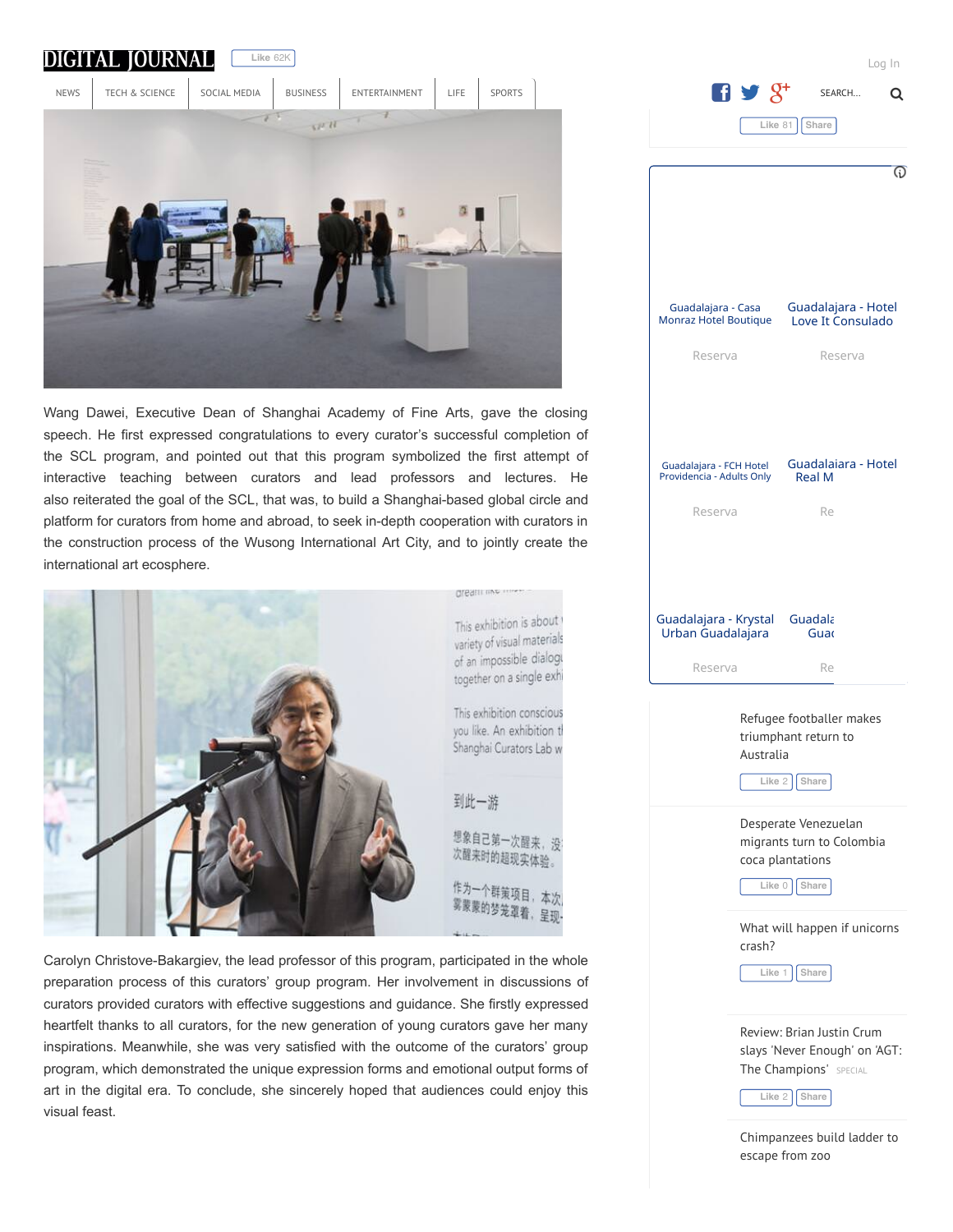Wang Dawei, Executive Dean of Shanghai Academy of Fine Arts, gave the closing speech. He first expressed congratulations to every curator's successful completion of the SCL program, and pointed out that this program symbolized the first attempt of interactive teaching between curators and lead professors and lectures. He also reiterated the goal of the SCL, that was, to build a Shanghai-based global circle and platform for curators from home and abroad, to seek in-depth cooperation with curators in the construction process of the Wusong International Art City, and to jointly create the international art ecosphere.

Carolyn Christove-Bakargiev, the lead professor of this program, participated in the whole preparation process of this curators' group program. Her involvement in discussions of curators provided curators with effective suggestions and guidance. She firstly expressed heartfelt thanks to all curators, for the new generation of young curators gave her many inspirations. Meanwhile, she was very satisfied with the outcome of the curators' group program, which demonstrated the unique expression forms and emotional output forms of art in the digital era. To conclude, she sincerely hoped that audiences could enjoy this visual feast.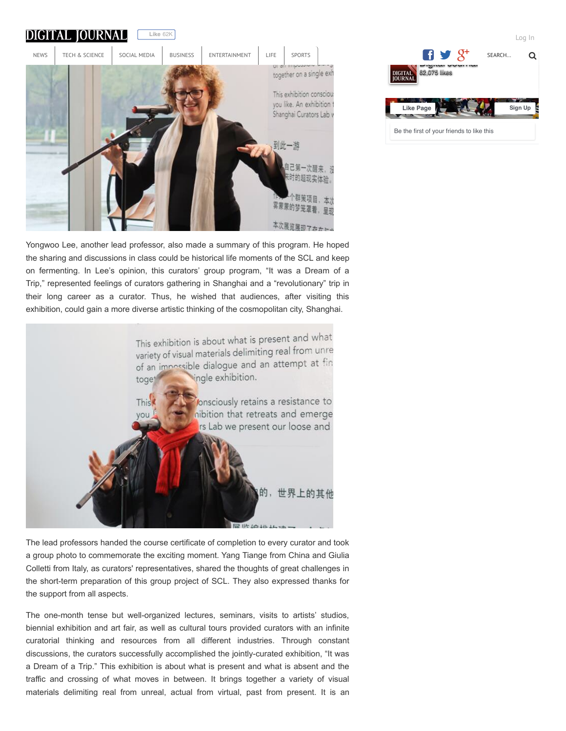Yongwoo Lee, another lead professor, also made a summary of this program. He hoped the sharing and discussions in class could be historical life moments of the SCL and keep on fermenting. In Lee's opinion, this curators' group program, "It was a Dream of a Trip," represented feelings of curators gathering in Shanghai and a "revolutionary" trip in their long career as a curator. Thus, he wished that audiences, after visiting this exhibition, could gain a more diverse artistic thinking of the cosmopolitan city, Shanghai.

The lead professors handed the course certificate of completion to every curator and took a group photo to commemorate the exciting moment. Yang Tiange from China and Giulia Colletti from Italy, as curators' representatives, shared the thoughts of great challenges in the short-term preparation of this group project of SCL. They also expressed thanks for the support from all aspects.

The one-month tense but well-organized lectures, seminars, visits to artists' studios, biennial exhibition and art fair, as well as cultural tours provided curators with an infinite curatorial thinking and resources from all different industries. Through constant discussions, the curators successfully accomplished the jointly-curated exhibition, "It was a Dream of a Trip." This exhibition is about what is present and what is absent and the traffic and crossing of what moves in between. It brings together a variety of visual materials delimiting real from unreal, actual from virtual, past from present. It is an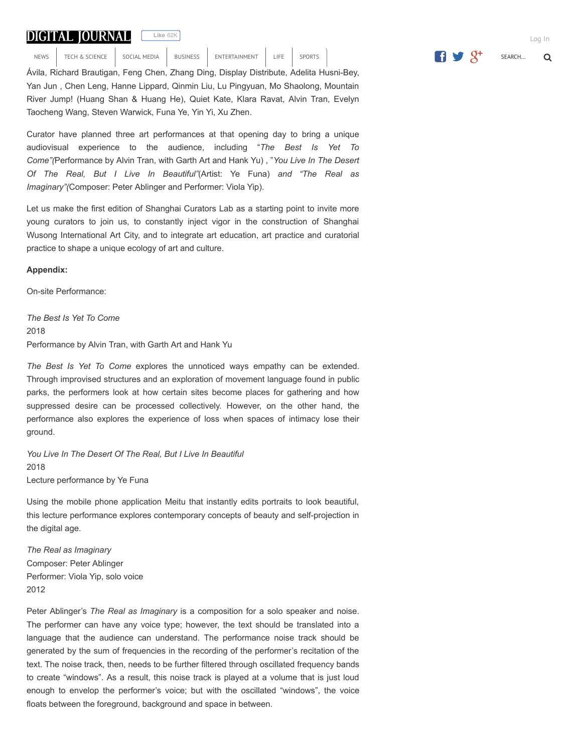Ávila, Richard Brautigan, Feng Chen, Zhang Ding, Display Distribute, Adelita Husni-Bey, Yan Jun , Chen Leng, Hanne Lippard, Qinmin Liu, Lu Pingyuan, Mo Shaolong, Mountain River Jump! (Huang Shan & Huang He), Quiet Kate, Klara Ravat, Alvin Tran, Evelyn Taocheng Wang, Steven Warwick, Funa Ye, Yin Yi, Xu Zhen.

Curator have planned three art performances at that opening day to bring a unique audiovisual experience to the audience, including "*The Best Is Yet To Come"(*Performance by Alvin Tran, with Garth Art and Hank Yu) , "*You Live In The Desert Of The Real, But I Live In Beautiful"*(Artist: Ye Funa) *and "The Real as Imaginary"(*Composer: Peter Ablinger and Performer: Viola Yip).

Let us make the first edition of Shanghai Curators Lab as a starting point to invite more young curators to join us, to constantly inject vigor in the construction of Shanghai Wusong International Art City, and to integrate art education, art practice and curatorial practice to shape a unique ecology of art and culture.

**Appendix:**

On-site Performance:

*The Best Is Yet To Come*
2018
Performance by Alvin Tran, with Garth Art and Hank Yu

*The Best Is Yet To Come* explores the unnoticed ways empathy can be extended. Through improvised structures and an exploration of movement language found in public parks, the performers look at how certain sites become places for gathering and how suppressed desire can be processed collectively. However, on the other hand, the performance also explores the experience of loss when spaces of intimacy lose their ground.

*You Live In The Desert Of The Real, But I Live In Beautiful*
2018
Lecture performance by Ye Funa

Using the mobile phone application Meitu that instantly edits portraits to look beautiful, this lecture performance explores contemporary concepts of beauty and self-projection in the digital age.

*The Real as Imaginary*
Composer: Peter Ablinger
Performer: Viola Yip, solo voice
2012

Peter Ablinger's *The Real as Imaginary* is a composition for a solo speaker and noise. The performer can have any voice type; however, the text should be translated into a language that the audience can understand. The performance noise track should be generated by the sum of frequencies in the recording of the performer's recitation of the text. The noise track, then, needs to be further filtered through oscillated frequency bands to create "windows". As a result, this noise track is played at a volume that is just loud enough to envelop the performer's voice; but with the oscillated "windows", the voice floats between the foreground, background and space in between.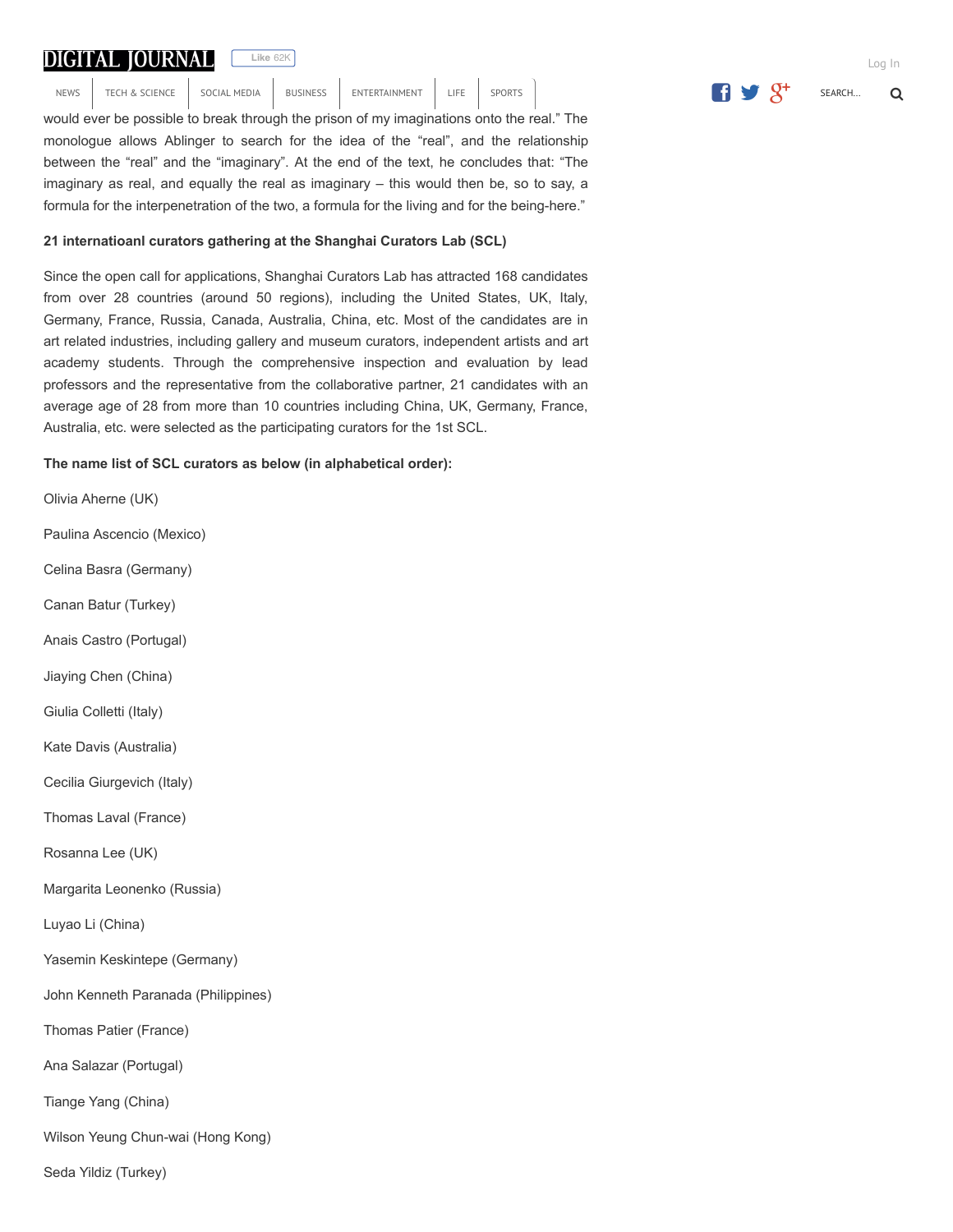would ever be possible to break through the prison of my imaginations onto the real." The monologue allows Ablinger to search for the idea of the "real", and the relationship between the "real" and the "imaginary". At the end of the text, he concludes that: "The imaginary as real, and equally the real as imaginary – this would then be, so to say, a formula for the interpenetration of the two, a formula for the living and for the being-here."

**21 internatioanl curators gathering at the Shanghai Curators Lab (SCL)**

Since the open call for applications, Shanghai Curators Lab has attracted 168 candidates from over 28 countries (around 50 regions), including the United States, UK, Italy, Germany, France, Russia, Canada, Australia, China, etc. Most of the candidates are in art related industries, including gallery and museum curators, independent artists and art academy students. Through the comprehensive inspection and evaluation by lead professors and the representative from the collaborative partner, 21 candidates with an average age of 28 from more than 10 countries including China, UK, Germany, France, Australia, etc. were selected as the participating curators for the 1st SCL.

**The name list of SCL curators as below (in alphabetical order):**

Olivia Aherne (UK)

Paulina Ascencio (Mexico)

Celina Basra (Germany)

Canan Batur (Turkey)

Anais Castro (Portugal)

Jiaying Chen (China)

Giulia Colletti (Italy)

Kate Davis (Australia)

Cecilia Giurgevich (Italy)

Thomas Laval (France)

Rosanna Lee (UK)

Margarita Leonenko (Russia)

Luyao Li (China)

Yasemin Keskintepe (Germany)

John Kenneth Paranada (Philippines)

Thomas Patier (France)

Ana Salazar (Portugal)

Tiange Yang (China)

Wilson Yeung Chun-wai (Hong Kong)

Seda Yildiz (Turkey)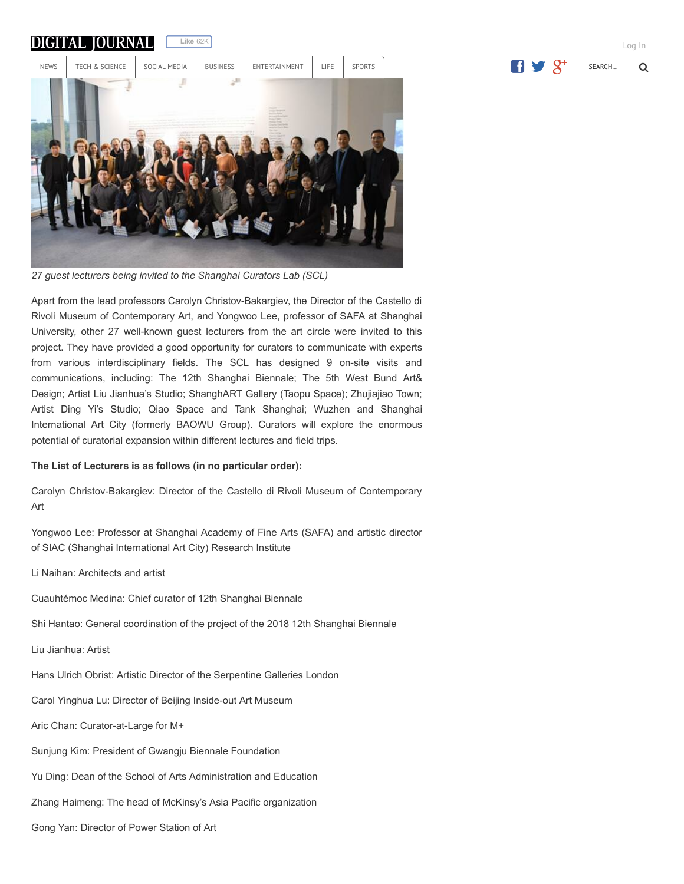*27 guest lecturers being invited to the Shanghai Curators Lab (SCL)*

Apart from the lead professors Carolyn Christov-Bakargiev, the Director of the Castello di Rivoli Museum of Contemporary Art, and Yongwoo Lee, professor of SAFA at Shanghai University, other 27 well-known guest lecturers from the art circle were invited to this project. They have provided a good opportunity for curators to communicate with experts from various interdisciplinary fields. The SCL has designed 9 on-site visits and communications, including: The 12th Shanghai Biennale; The 5th West Bund Art& Design; Artist Liu Jianhua's Studio; ShanghART Gallery (Taopu Space); Zhujiajiao Town; Artist Ding Yi's Studio; Qiao Space and Tank Shanghai; Wuzhen and Shanghai International Art City (formerly BAOWU Group). Curators will explore the enormous potential of curatorial expansion within different lectures and field trips.

**The List of Lecturers is as follows (in no particular order):**

Carolyn Christov-Bakargiev: Director of the Castello di Rivoli Museum of Contemporary Art

Yongwoo Lee: Professor at Shanghai Academy of Fine Arts (SAFA) and artistic director of SIAC (Shanghai International Art City) Research Institute

Li Naihan: Architects and artist

Cuauhtémoc Medina: Chief curator of 12th Shanghai Biennale

Shi Hantao: General coordination of the project of the 2018 12th Shanghai Biennale

Liu Jianhua: Artist

Hans Ulrich Obrist: Artistic Director of the Serpentine Galleries London

Carol Yinghua Lu: Director of Beijing Inside-out Art Museum

Aric Chan: Curator-at-Large for M+

Sunjung Kim: President of Gwangju Biennale Foundation

Yu Ding: Dean of the School of Arts Administration and Education

Zhang Haimeng: The head of McKinsy's Asia Pacific organization

Gong Yan: Director of Power Station of Art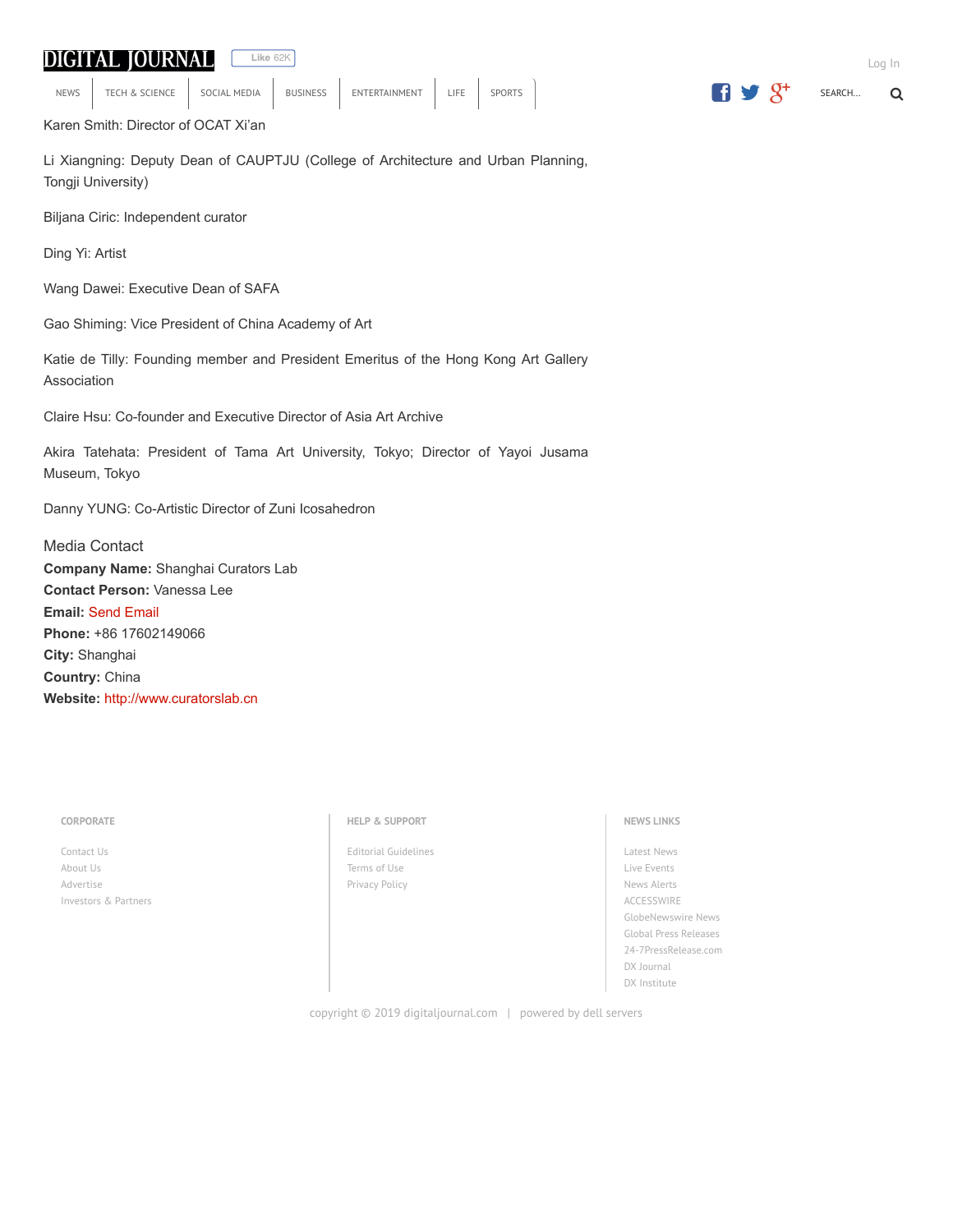Karen Smith: Director of OCAT Xi'an

Li Xiangning: Deputy Dean of CAUPTJU (College of Architecture and Urban Planning, Tongji University)

Biljana Ciric: Independent curator

Ding Yi: Artist

Wang Dawei: Executive Dean of SAFA

Gao Shiming: Vice President of China Academy of Art

Katie de Tilly: Founding member and President Emeritus of the Hong Kong Art Gallery Association

Claire Hsu: Co-founder and Executive Director of Asia Art Archive

Akira Tatehata: President of Tama Art University, Tokyo; Director of Yayoi Jusama Museum, Tokyo

Danny YUNG: Co-Artistic Director of Zuni Icosahedron

Media Contact

**Company Name:** Shanghai Curators Lab
**Contact Person:** Vanessa Lee
**Email:** Send Email
**Phone:** +86 17602149066
**City:** Shanghai
**Country:** China
**Website:** http://www.curatorslab.cn